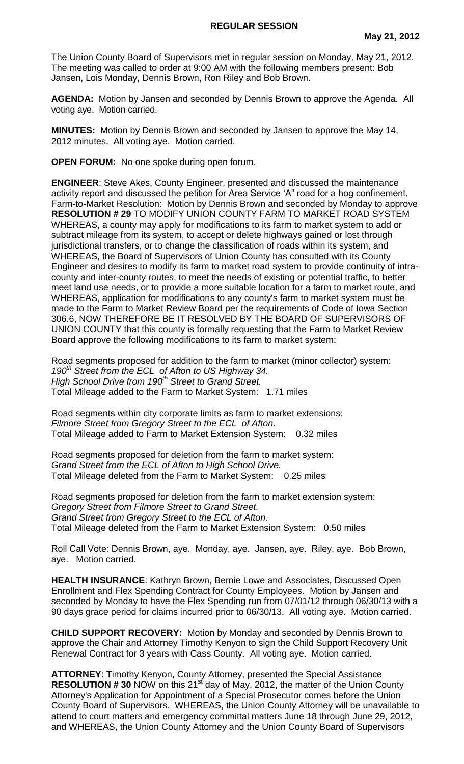# REGULAR SESSION

**May 21, 2012**

The Union County Board of Supervisors met in regular session on Monday, May 21, 2012. The meeting was called to order at 9:00 AM with the following members present: Bob Jansen, Lois Monday, Dennis Brown, Ron Riley and Bob Brown.

**AGENDA:** Motion by Jansen and seconded by Dennis Brown to approve the Agenda. All voting aye. Motion carried.

**MINUTES:** Motion by Dennis Brown and seconded by Jansen to approve the May 14, 2012 minutes. All voting aye. Motion carried.

**OPEN FORUM:** No one spoke during open forum.

**ENGINEER**: Steve Akes, County Engineer, presented and discussed the maintenance activity report and discussed the petition for Area Service 'A" road for a hog confinement. Farm-to-Market Resolution: Motion by Dennis Brown and seconded by Monday to approve **RESOLUTION # 29** TO MODIFY UNION COUNTY FARM TO MARKET ROAD SYSTEM WHEREAS, a county may apply for modifications to its farm to market system to add or subtract mileage from its system, to accept or delete highways gained or lost through jurisdictional transfers, or to change the classification of roads within its system, and WHEREAS, the Board of Supervisors of Union County has consulted with its County Engineer and desires to modify its farm to market road system to provide continuity of intra-county and inter-county routes, to meet the needs of existing or potential traffic, to better meet land use needs, or to provide a more suitable location for a farm to market route, and WHEREAS, application for modifications to any county's farm to market system must be made to the Farm to Market Review Board per the requirements of Code of Iowa Section 306.6, NOW THEREFORE BE IT RESOLVED BY THE BOARD OF SUPERVISORS OF UNION COUNTY that this county is formally requesting that the Farm to Market Review Board approve the following modifications to its farm to market system:

Road segments proposed for addition to the farm to market (minor collector) system:
*190th Street from the ECL of Afton to US Highway 34.*
*High School Drive from 190th Street to Grand Street.*
Total Mileage added to the Farm to Market System: 1.71 miles

Road segments within city corporate limits as farm to market extensions:
*Filmore Street from Gregory Street to the ECL of Afton.*
Total Mileage added to Farm to Market Extension System: 0.32 miles

Road segments proposed for deletion from the farm to market system:
*Grand Street from the ECL of Afton to High School Drive.*
Total Mileage deleted from the Farm to Market System: 0.25 miles

Road segments proposed for deletion from the farm to market extension system:
*Gregory Street from Filmore Street to Grand Street.*
*Grand Street from Gregory Street to the ECL of Afton.*
Total Mileage deleted from the Farm to Market Extension System: 0.50 miles

Roll Call Vote: Dennis Brown, aye. Monday, aye. Jansen, aye. Riley, aye. Bob Brown, aye. Motion carried.

**HEALTH INSURANCE**: Kathryn Brown, Bernie Lowe and Associates, Discussed Open Enrollment and Flex Spending Contract for County Employees. Motion by Jansen and seconded by Monday to have the Flex Spending run from 07/01/12 through 06/30/13 with a 90 days grace period for claims incurred prior to 06/30/13. All voting aye. Motion carried.

**CHILD SUPPORT RECOVERY:** Motion by Monday and seconded by Dennis Brown to approve the Chair and Attorney Timothy Kenyon to sign the Child Support Recovery Unit Renewal Contract for 3 years with Cass County. All voting aye. Motion carried.

**ATTORNEY**: Timothy Kenyon, County Attorney, presented the Special Assistance **RESOLUTION # 30** NOW on this 21st day of May, 2012, the matter of the Union County Attorney's Application for Appointment of a Special Prosecutor comes before the Union County Board of Supervisors. WHEREAS, the Union County Attorney will be unavailable to attend to court matters and emergency committal matters June 18 through June 29, 2012, and WHEREAS, the Union County Attorney and the Union County Board of Supervisors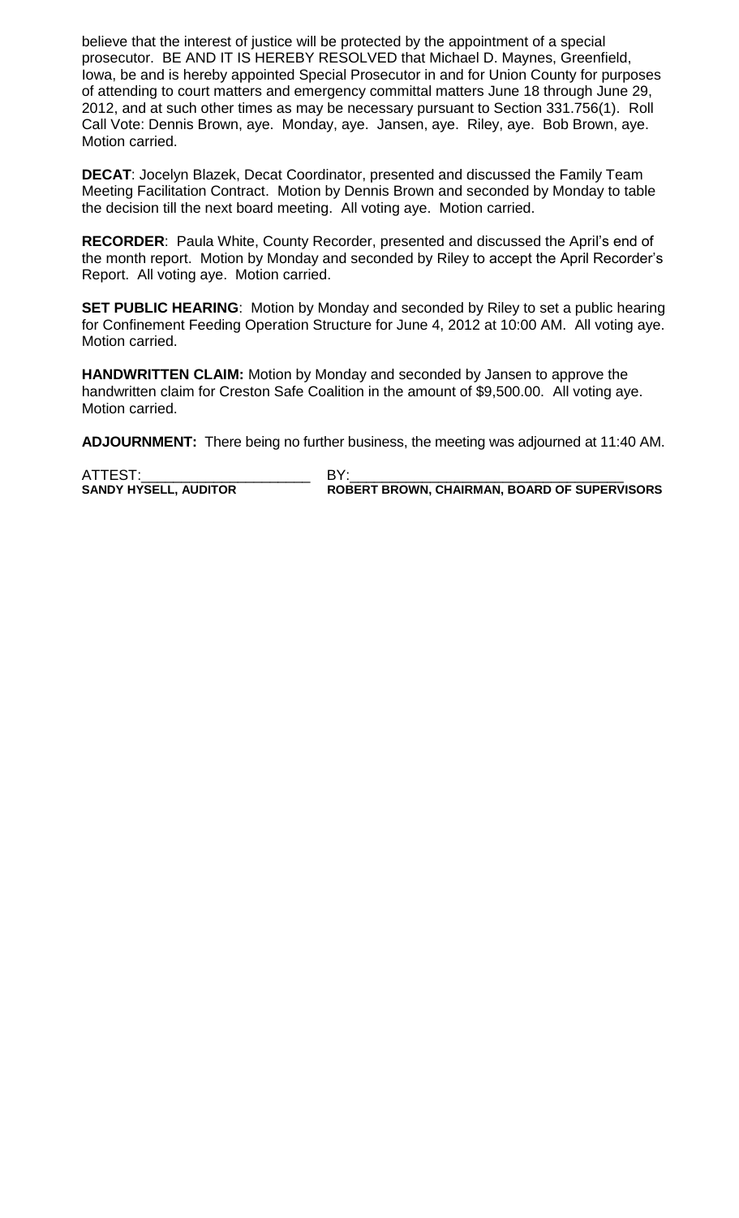believe that the interest of justice will be protected by the appointment of a special prosecutor. BE AND IT IS HEREBY RESOLVED that Michael D. Maynes, Greenfield, Iowa, be and is hereby appointed Special Prosecutor in and for Union County for purposes of attending to court matters and emergency committal matters June 18 through June 29, 2012, and at such other times as may be necessary pursuant to Section 331.756(1). Roll Call Vote: Dennis Brown, aye. Monday, aye. Jansen, aye. Riley, aye. Bob Brown, aye. Motion carried.

**DECAT**: Jocelyn Blazek, Decat Coordinator, presented and discussed the Family Team Meeting Facilitation Contract. Motion by Dennis Brown and seconded by Monday to table the decision till the next board meeting. All voting aye. Motion carried.

**RECORDER**: Paula White, County Recorder, presented and discussed the April's end of the month report. Motion by Monday and seconded by Riley to accept the April Recorder's Report. All voting aye. Motion carried.

**SET PUBLIC HEARING**: Motion by Monday and seconded by Riley to set a public hearing for Confinement Feeding Operation Structure for June 4, 2012 at 10:00 AM. All voting aye. Motion carried.

**HANDWRITTEN CLAIM:** Motion by Monday and seconded by Jansen to approve the handwritten claim for Creston Safe Coalition in the amount of $9,500.00. All voting aye. Motion carried.

**ADJOURNMENT:** There being no further business, the meeting was adjourned at 11:40 AM.

ATTEST:_____________________ BY:___________________________________

**SANDY HYSELL, AUDITOR** **ROBERT BROWN, CHAIRMAN, BOARD OF SUPERVISORS**